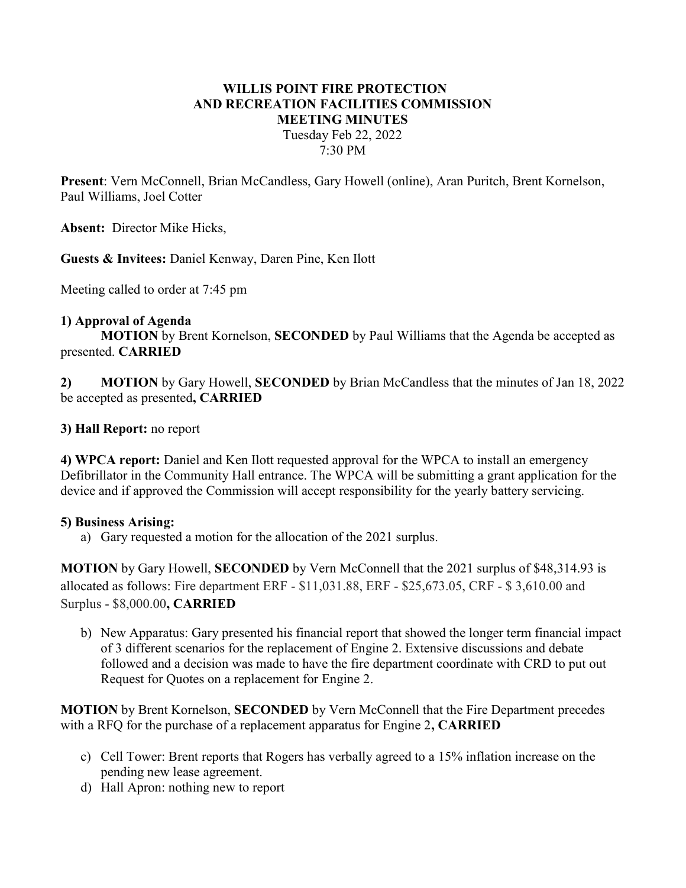# WILLIS POINT FIRE PROTECTION AND RECREATION FACILITIES COMMISSION MEETING MINUTES

Tuesday Feb 22, 2022
7:30 PM

**Present**: Vern McConnell, Brian McCandless, Gary Howell (online), Aran Puritch, Brent Kornelson, Paul Williams, Joel Cotter

**Absent:** Director Mike Hicks,

**Guests & Invitees:** Daniel Kenway, Daren Pine, Ken Ilott

Meeting called to order at 7:45 pm

**1) Approval of Agenda**

**MOTION** by Brent Kornelson, **SECONDED** by Paul Williams that the Agenda be accepted as presented. **CARRIED**

**2)** **MOTION** by Gary Howell, **SECONDED** by Brian McCandless that the minutes of Jan 18, 2022 be accepted as presented**, CARRIED**

**3) Hall Report:** no report

**4) WPCA report:** Daniel and Ken Ilott requested approval for the WPCA to install an emergency Defibrillator in the Community Hall entrance. The WPCA will be submitting a grant application for the device and if approved the Commission will accept responsibility for the yearly battery servicing.

**5) Business Arising:**

a) Gary requested a motion for the allocation of the 2021 surplus.

**MOTION** by Gary Howell, **SECONDED** by Vern McConnell that the 2021 surplus of $48,314.93 is allocated as follows: Fire department ERF - $11,031.88, ERF - $25,673.05, CRF - $ 3,610.00 and Surplus - $8,000.00**, CARRIED**

b) New Apparatus: Gary presented his financial report that showed the longer term financial impact of 3 different scenarios for the replacement of Engine 2. Extensive discussions and debate followed and a decision was made to have the fire department coordinate with CRD to put out Request for Quotes on a replacement for Engine 2.

**MOTION** by Brent Kornelson, **SECONDED** by Vern McConnell that the Fire Department precedes with a RFQ for the purchase of a replacement apparatus for Engine 2**, CARRIED**

c) Cell Tower: Brent reports that Rogers has verbally agreed to a 15% inflation increase on the pending new lease agreement.
d) Hall Apron: nothing new to report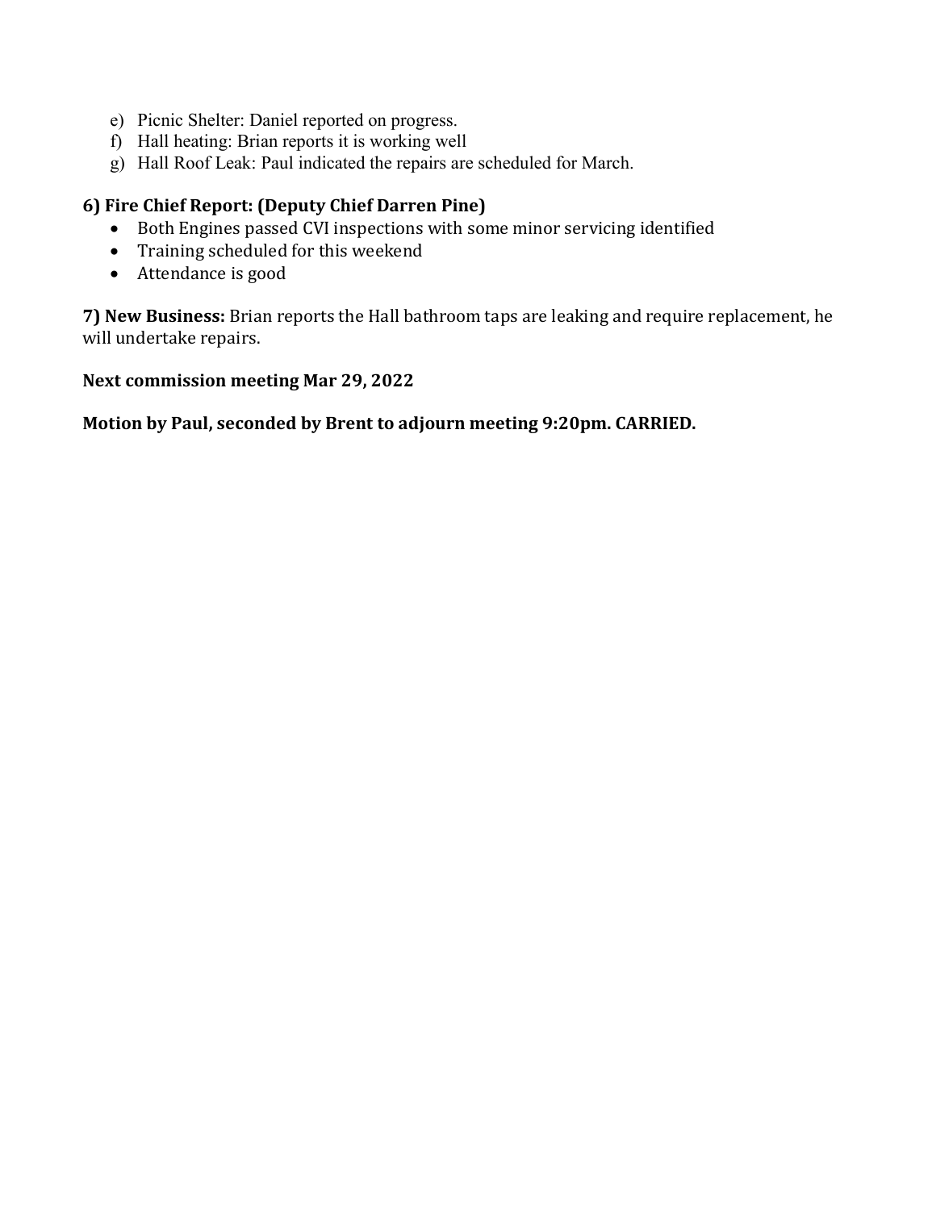e) Picnic Shelter: Daniel reported on progress.
f) Hall heating: Brian reports it is working well
g) Hall Roof Leak: Paul indicated the repairs are scheduled for March.

**6) Fire Chief Report: (Deputy Chief Darren Pine)**

- Both Engines passed CVI inspections with some minor servicing identified
- Training scheduled for this weekend
- Attendance is good

**7) New Business:** Brian reports the Hall bathroom taps are leaking and require replacement, he will undertake repairs.

**Next commission meeting Mar 29, 2022**

**Motion by Paul, seconded by Brent to adjourn meeting 9:20pm. CARRIED.**